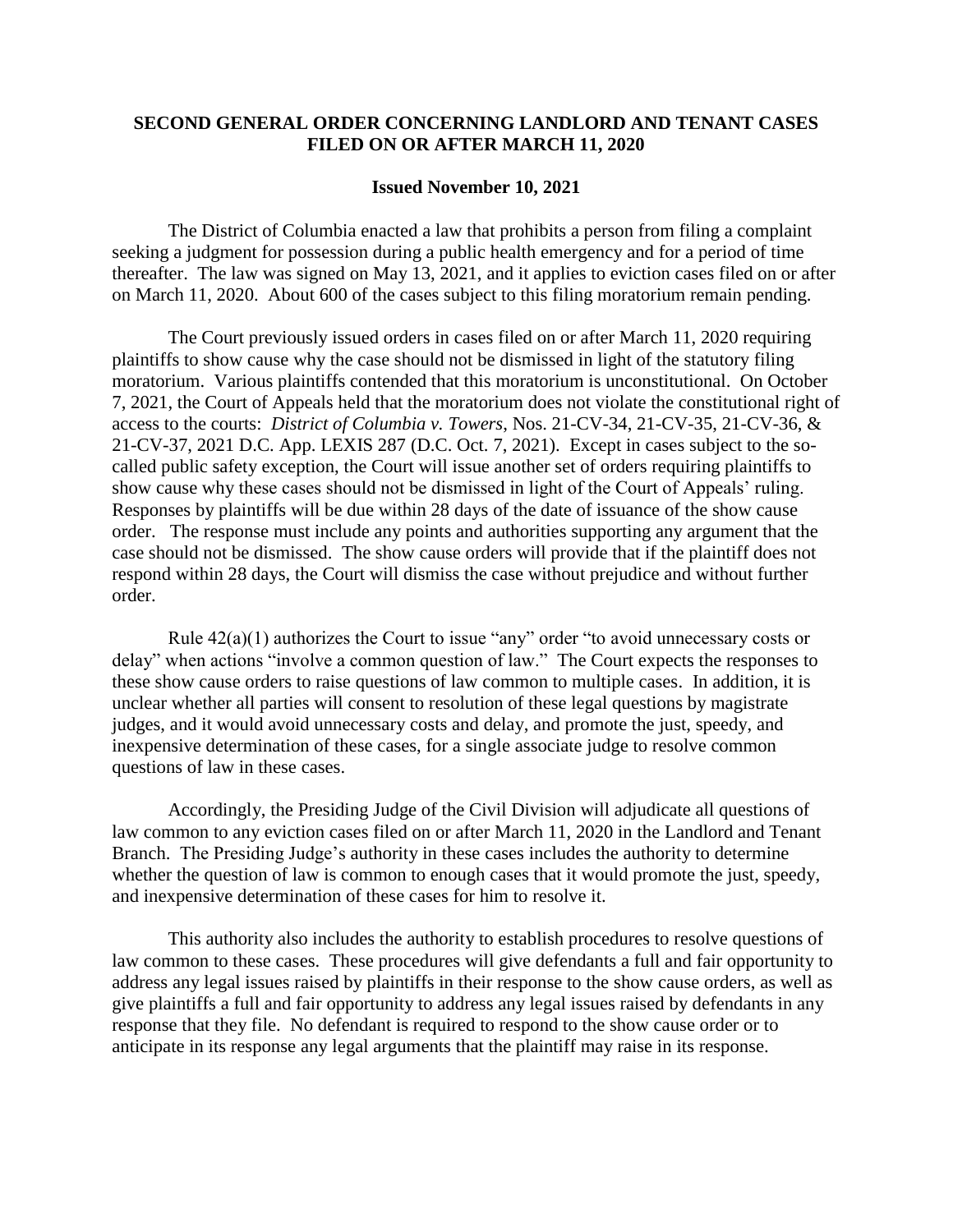# SECOND GENERAL ORDER CONCERNING LANDLORD AND TENANT CASES FILED ON OR AFTER MARCH 11, 2020

**Issued November 10, 2021**

The District of Columbia enacted a law that prohibits a person from filing a complaint seeking a judgment for possession during a public health emergency and for a period of time thereafter. The law was signed on May 13, 2021, and it applies to eviction cases filed on or after on March 11, 2020. About 600 of the cases subject to this filing moratorium remain pending.

The Court previously issued orders in cases filed on or after March 11, 2020 requiring plaintiffs to show cause why the case should not be dismissed in light of the statutory filing moratorium. Various plaintiffs contended that this moratorium is unconstitutional. On October 7, 2021, the Court of Appeals held that the moratorium does not violate the constitutional right of access to the courts: *District of Columbia v. Towers*, Nos. 21-CV-34, 21-CV-35, 21-CV-36, & 21-CV-37, 2021 D.C. App. LEXIS 287 (D.C. Oct. 7, 2021). Except in cases subject to the so-called public safety exception, the Court will issue another set of orders requiring plaintiffs to show cause why these cases should not be dismissed in light of the Court of Appeals' ruling. Responses by plaintiffs will be due within 28 days of the date of issuance of the show cause order. The response must include any points and authorities supporting any argument that the case should not be dismissed. The show cause orders will provide that if the plaintiff does not respond within 28 days, the Court will dismiss the case without prejudice and without further order.

Rule 42(a)(1) authorizes the Court to issue "any" order "to avoid unnecessary costs or delay" when actions "involve a common question of law." The Court expects the responses to these show cause orders to raise questions of law common to multiple cases. In addition, it is unclear whether all parties will consent to resolution of these legal questions by magistrate judges, and it would avoid unnecessary costs and delay, and promote the just, speedy, and inexpensive determination of these cases, for a single associate judge to resolve common questions of law in these cases.

Accordingly, the Presiding Judge of the Civil Division will adjudicate all questions of law common to any eviction cases filed on or after March 11, 2020 in the Landlord and Tenant Branch. The Presiding Judge's authority in these cases includes the authority to determine whether the question of law is common to enough cases that it would promote the just, speedy, and inexpensive determination of these cases for him to resolve it.

This authority also includes the authority to establish procedures to resolve questions of law common to these cases. These procedures will give defendants a full and fair opportunity to address any legal issues raised by plaintiffs in their response to the show cause orders, as well as give plaintiffs a full and fair opportunity to address any legal issues raised by defendants in any response that they file. No defendant is required to respond to the show cause order or to anticipate in its response any legal arguments that the plaintiff may raise in its response.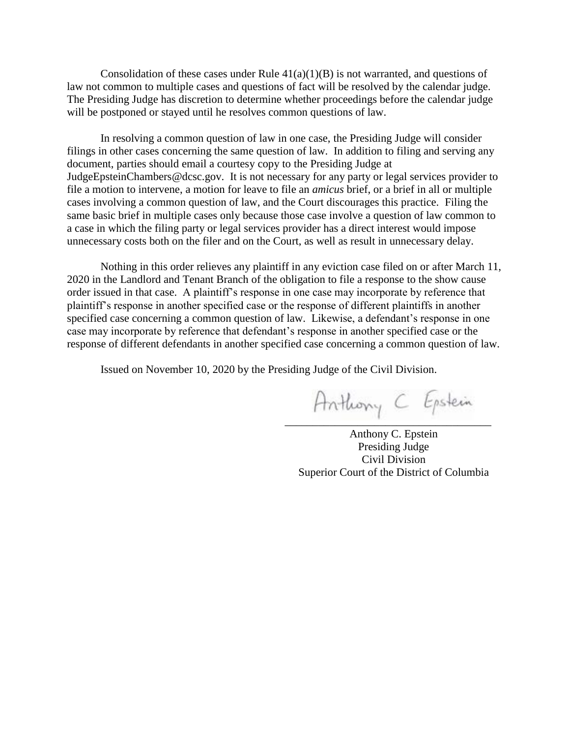Consolidation of these cases under Rule 41(a)(1)(B) is not warranted, and questions of law not common to multiple cases and questions of fact will be resolved by the calendar judge. The Presiding Judge has discretion to determine whether proceedings before the calendar judge will be postponed or stayed until he resolves common questions of law.

In resolving a common question of law in one case, the Presiding Judge will consider filings in other cases concerning the same question of law. In addition to filing and serving any document, parties should email a courtesy copy to the Presiding Judge at JudgeEpsteinChambers@dcsc.gov. It is not necessary for any party or legal services provider to file a motion to intervene, a motion for leave to file an *amicus* brief, or a brief in all or multiple cases involving a common question of law, and the Court discourages this practice. Filing the same basic brief in multiple cases only because those case involve a question of law common to a case in which the filing party or legal services provider has a direct interest would impose unnecessary costs both on the filer and on the Court, as well as result in unnecessary delay.

Nothing in this order relieves any plaintiff in any eviction case filed on or after March 11, 2020 in the Landlord and Tenant Branch of the obligation to file a response to the show cause order issued in that case. A plaintiff's response in one case may incorporate by reference that plaintiff's response in another specified case or the response of different plaintiffs in another specified case concerning a common question of law. Likewise, a defendant's response in one case may incorporate by reference that defendant's response in another specified case or the response of different defendants in another specified case concerning a common question of law.

Issued on November 10, 2020 by the Presiding Judge of the Civil Division.

Anthony C Epstein

\_\_\_\_\_\_\_\_\_\_\_\_\_\_\_\_\_\_\_\_\_\_\_\_\_\_\_\_\_\_\_\_\_\_\_\_\_\_

Anthony C. Epstein
Presiding Judge
Civil Division
Superior Court of the District of Columbia